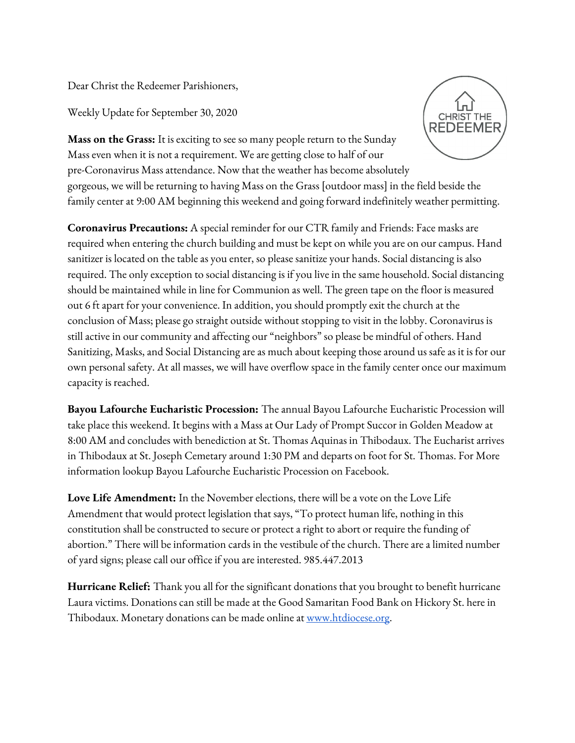Dear Christ the Redeemer Parishioners,

Weekly Update for September 30, 2020

**Mass on the Grass:** It is exciting to see so many people return to the Sunday Mass even when it is not a requirement. We are getting close to half of our pre-Coronavirus Mass attendance. Now that the weather has become absolutely gorgeous, we will be returning to having Mass on the Grass [outdoor mass] in the field beside the family center at 9:00 AM beginning this weekend and going forward indefinitely weather permitting.

**Coronavirus Precautions:** A special reminder for our CTR family and Friends: Face masks are required when entering the church building and must be kept on while you are on our campus. Hand sanitizer is located on the table as you enter, so please sanitize your hands. Social distancing is also required. The only exception to social distancing is if you live in the same household. Social distancing should be maintained while in line for Communion as well. The green tape on the floor is measured out 6 ft apart for your convenience. In addition, you should promptly exit the church at the conclusion of Mass; please go straight outside without stopping to visit in the lobby. Coronavirus is still active in our community and affecting our "neighbors" so please be mindful of others. Hand Sanitizing, Masks, and Social Distancing are as much about keeping those around us safe as it is for our own personal safety. At all masses, we will have overflow space in the family center once our maximum capacity is reached.

**Bayou Lafourche Eucharistic Procession:** The annual Bayou Lafourche Eucharistic Procession will take place this weekend. It begins with a Mass at Our Lady of Prompt Succor in Golden Meadow at 8:00 AM and concludes with benediction at St. Thomas Aquinas in Thibodaux. The Eucharist arrives in Thibodaux at St. Joseph Cemetary around 1:30 PM and departs on foot for St. Thomas. For More information lookup Bayou Lafourche Eucharistic Procession on Facebook.

**Love Life Amendment:** In the November elections, there will be a vote on the Love Life Amendment that would protect legislation that says, "To protect human life, nothing in this constitution shall be constructed to secure or protect a right to abort or require the funding of abortion." There will be information cards in the vestibule of the church. There are a limited number of yard signs; please call our office if you are interested. 985.447.2013

**Hurricane Relief:** Thank you all for the significant donations that you brought to benefit hurricane Laura victims. Donations can still be made at the Good Samaritan Food Bank on Hickory St. here in Thibodaux. Monetary donations can be made online at [www.htdiocese.org](http://www.htdiocese.org).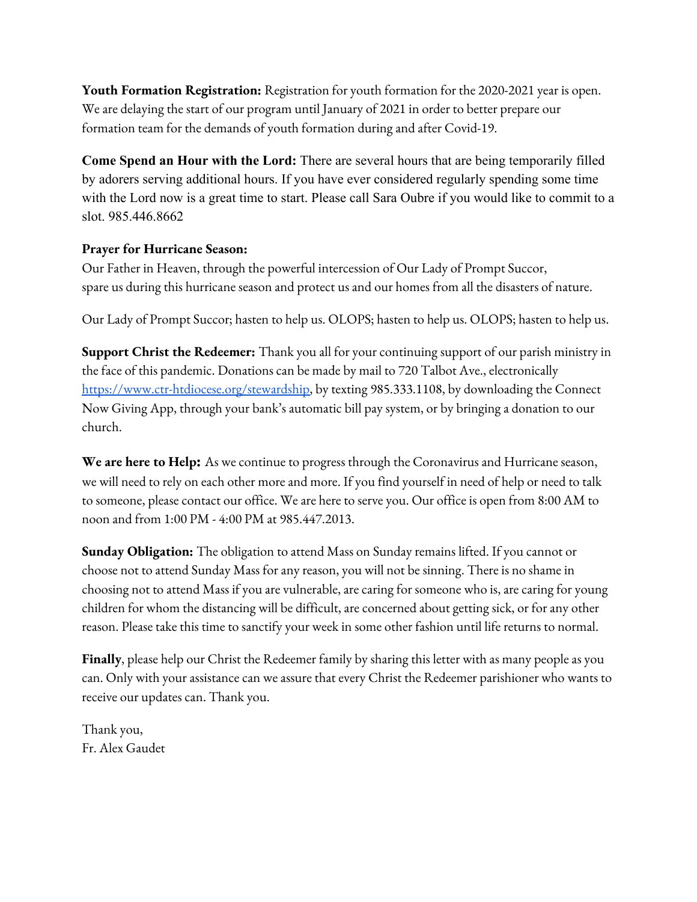**Youth Formation Registration:** Registration for youth formation for the 2020-2021 year is open. We are delaying the start of our program until January of 2021 in order to better prepare our formation team for the demands of youth formation during and after Covid-19.

**Come Spend an Hour with the Lord:** There are several hours that are being temporarily filled by adorers serving additional hours. If you have ever considered regularly spending some time with the Lord now is a great time to start. Please call Sara Oubre if you would like to commit to a slot. 985.446.8662

**Prayer for Hurricane Season:**
Our Father in Heaven, through the powerful intercession of Our Lady of Prompt Succor, spare us during this hurricane season and protect us and our homes from all the disasters of nature.

Our Lady of Prompt Succor; hasten to help us. OLOPS; hasten to help us. OLOPS; hasten to help us.

**Support Christ the Redeemer:** Thank you all for your continuing support of our parish ministry in the face of this pandemic. Donations can be made by mail to 720 Talbot Ave., electronically https://www.ctr-htdiocese.org/stewardship, by texting 985.333.1108, by downloading the Connect Now Giving App, through your bank's automatic bill pay system, or by bringing a donation to our church.

**We are here to Help:** As we continue to progress through the Coronavirus and Hurricane season, we will need to rely on each other more and more. If you find yourself in need of help or need to talk to someone, please contact our office. We are here to serve you. Our office is open from 8:00 AM to noon and from 1:00 PM - 4:00 PM at 985.447.2013.

**Sunday Obligation:** The obligation to attend Mass on Sunday remains lifted. If you cannot or choose not to attend Sunday Mass for any reason, you will not be sinning. There is no shame in choosing not to attend Mass if you are vulnerable, are caring for someone who is, are caring for young children for whom the distancing will be difficult, are concerned about getting sick, or for any other reason. Please take this time to sanctify your week in some other fashion until life returns to normal.

**Finally**, please help our Christ the Redeemer family by sharing this letter with as many people as you can. Only with your assistance can we assure that every Christ the Redeemer parishioner who wants to receive our updates can. Thank you.

Thank you,
Fr. Alex Gaudet